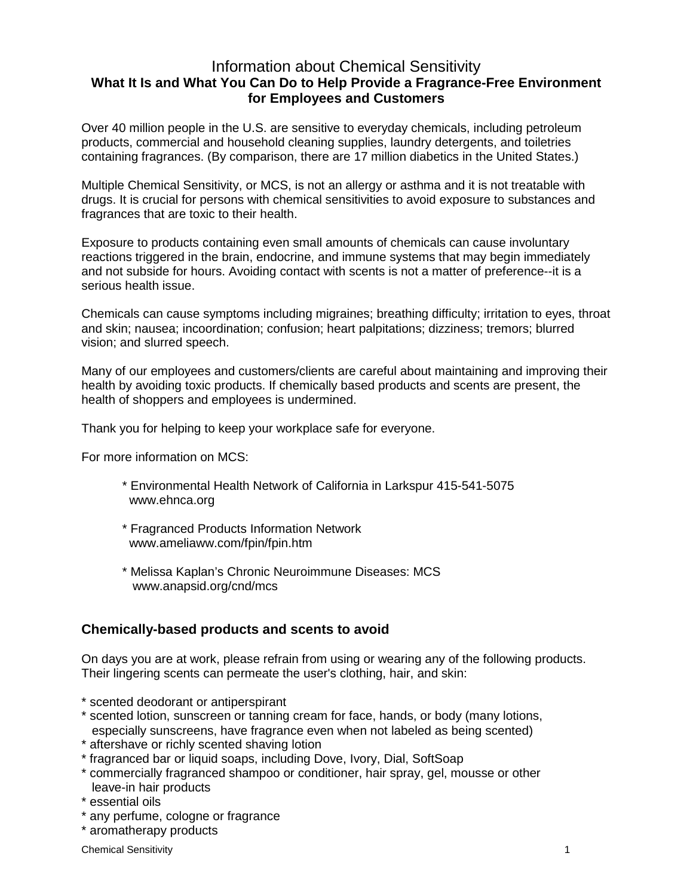# Information about Chemical Sensitivity

## What It Is and What You Can Do to Help Provide a Fragrance-Free Environment for Employees and Customers

Over 40 million people in the U.S. are sensitive to everyday chemicals, including petroleum products, commercial and household cleaning supplies, laundry detergents, and toiletries containing fragrances. (By comparison, there are 17 million diabetics in the United States.)

Multiple Chemical Sensitivity, or MCS, is not an allergy or asthma and it is not treatable with drugs. It is crucial for persons with chemical sensitivities to avoid exposure to substances and fragrances that are toxic to their health.

Exposure to products containing even small amounts of chemicals can cause involuntary reactions triggered in the brain, endocrine, and immune systems that may begin immediately and not subside for hours. Avoiding contact with scents is not a matter of preference--it is a serious health issue.

Chemicals can cause symptoms including migraines; breathing difficulty; irritation to eyes, throat and skin; nausea; incoordination; confusion; heart palpitations; dizziness; tremors; blurred vision; and slurred speech.

Many of our employees and customers/clients are careful about maintaining and improving their health by avoiding toxic products. If chemically based products and scents are present, the health of shoppers and employees is undermined.

Thank you for helping to keep your workplace safe for everyone.

For more information on MCS:

* Environmental Health Network of California in Larkspur 415-541-5075
  www.ehnca.org

* Fragranced Products Information Network
  www.ameliaww.com/fpin/fpin.htm

* Melissa Kaplan's Chronic Neuroimmune Diseases: MCS
  www.anapsid.org/cnd/mcs

### Chemically-based products and scents to avoid

On days you are at work, please refrain from using or wearing any of the following products. Their lingering scents can permeate the user's clothing, hair, and skin:

* scented deodorant or antiperspirant
* scented lotion, sunscreen or tanning cream for face, hands, or body (many lotions, especially sunscreens, have fragrance even when not labeled as being scented)
* aftershave or richly scented shaving lotion
* fragranced bar or liquid soaps, including Dove, Ivory, Dial, SoftSoap
* commercially fragranced shampoo or conditioner, hair spray, gel, mousse or other leave-in hair products
* essential oils
* any perfume, cologne or fragrance
* aromatherapy products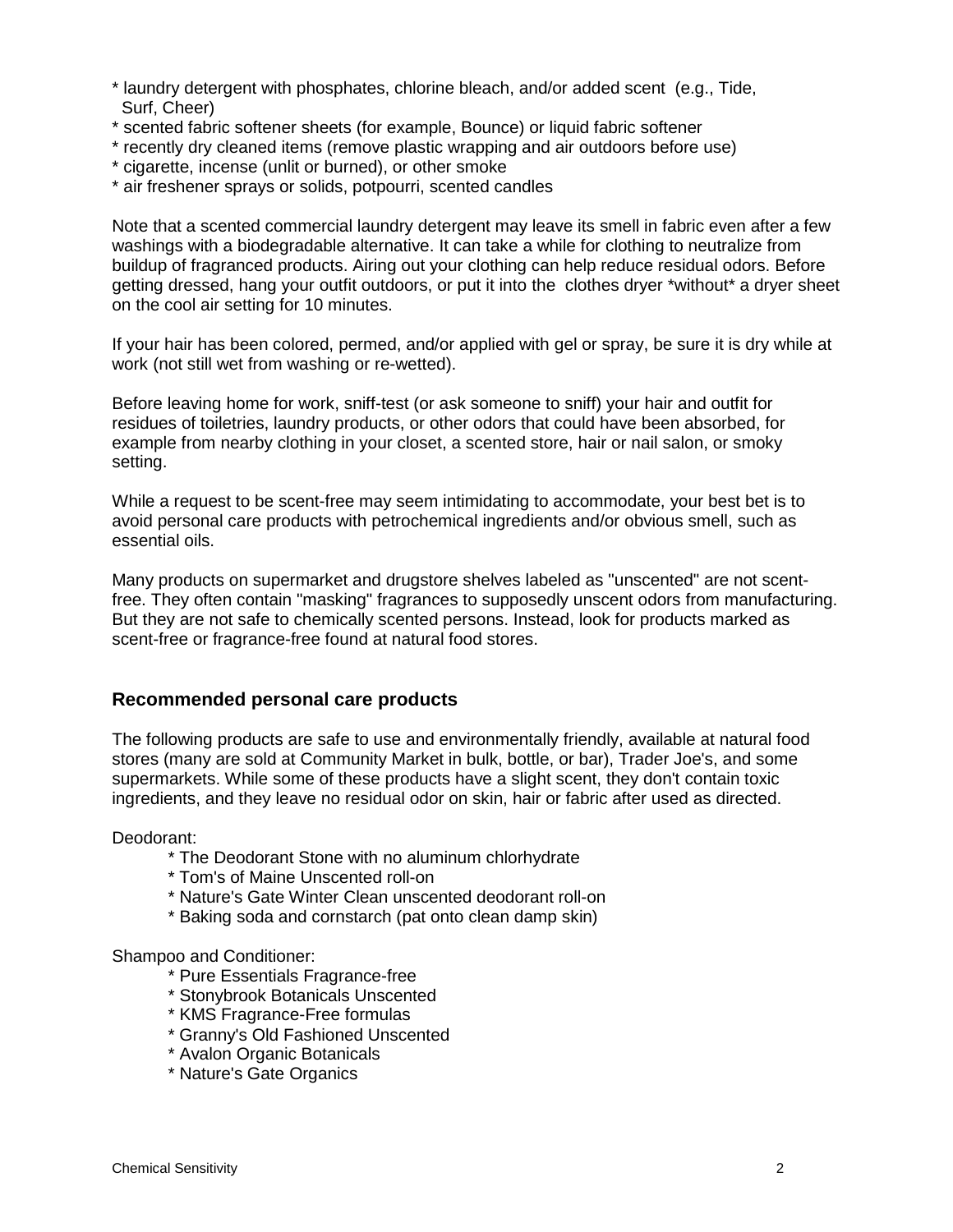* laundry detergent with phosphates, chlorine bleach, and/or added scent (e.g., Tide, Surf, Cheer)
* scented fabric softener sheets (for example, Bounce) or liquid fabric softener
* recently dry cleaned items (remove plastic wrapping and air outdoors before use)
* cigarette, incense (unlit or burned), or other smoke
* air freshener sprays or solids, potpourri, scented candles

Note that a scented commercial laundry detergent may leave its smell in fabric even after a few washings with a biodegradable alternative. It can take a while for clothing to neutralize from buildup of fragranced products. Airing out your clothing can help reduce residual odors. Before getting dressed, hang your outfit outdoors, or put it into the clothes dryer *without* a dryer sheet on the cool air setting for 10 minutes.

If your hair has been colored, permed, and/or applied with gel or spray, be sure it is dry while at work (not still wet from washing or re-wetted).

Before leaving home for work, sniff-test (or ask someone to sniff) your hair and outfit for residues of toiletries, laundry products, or other odors that could have been absorbed, for example from nearby clothing in your closet, a scented store, hair or nail salon, or smoky setting.

While a request to be scent-free may seem intimidating to accommodate, your best bet is to avoid personal care products with petrochemical ingredients and/or obvious smell, such as essential oils.

Many products on supermarket and drugstore shelves labeled as "unscented" are not scent-free. They often contain "masking" fragrances to supposedly unscent odors from manufacturing. But they are not safe to chemically scented persons. Instead, look for products marked as scent-free or fragrance-free found at natural food stores.

### Recommended personal care products

The following products are safe to use and environmentally friendly, available at natural food stores (many are sold at Community Market in bulk, bottle, or bar), Trader Joe's, and some supermarkets. While some of these products have a slight scent, they don't contain toxic ingredients, and they leave no residual odor on skin, hair or fabric after used as directed.

Deodorant:

* The Deodorant Stone with no aluminum chlorhydrate
* Tom's of Maine Unscented roll-on
* Nature's Gate Winter Clean unscented deodorant roll-on
* Baking soda and cornstarch (pat onto clean damp skin)

Shampoo and Conditioner:

* Pure Essentials Fragrance-free
* Stonybrook Botanicals Unscented
* KMS Fragrance-Free formulas
* Granny's Old Fashioned Unscented
* Avalon Organic Botanicals
* Nature's Gate Organics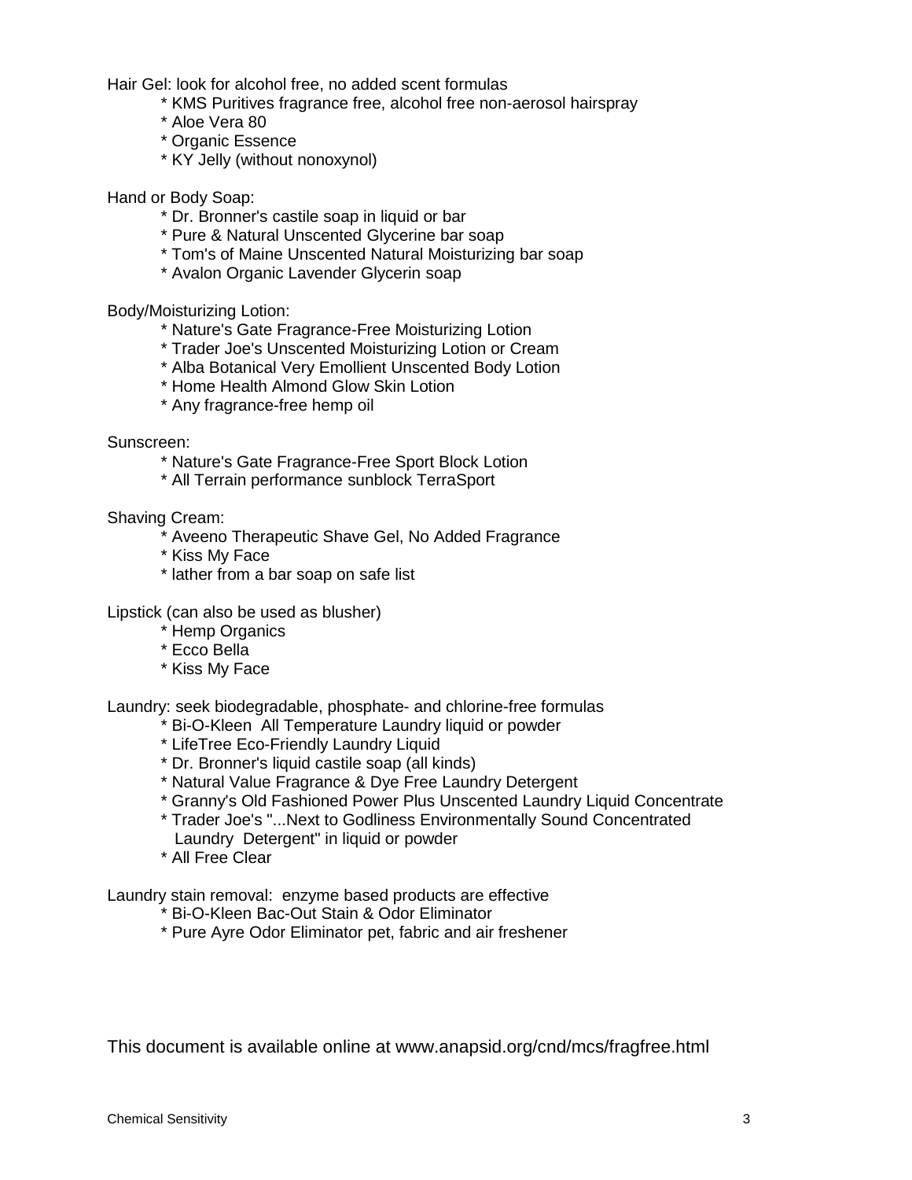Hair Gel: look for alcohol free, no added scent formulas

* KMS Puritives fragrance free, alcohol free non-aerosol hairspray
* Aloe Vera 80
* Organic Essence
* KY Jelly (without nonoxynol)

Hand or Body Soap:

* Dr. Bronner's castile soap in liquid or bar
* Pure & Natural Unscented Glycerine bar soap
* Tom's of Maine Unscented Natural Moisturizing bar soap
* Avalon Organic Lavender Glycerin soap

Body/Moisturizing Lotion:

* Nature's Gate Fragrance-Free Moisturizing Lotion
* Trader Joe's Unscented Moisturizing Lotion or Cream
* Alba Botanical Very Emollient Unscented Body Lotion
* Home Health Almond Glow Skin Lotion
* Any fragrance-free hemp oil

Sunscreen:

* Nature's Gate Fragrance-Free Sport Block Lotion
* All Terrain performance sunblock TerraSport

Shaving Cream:

* Aveeno Therapeutic Shave Gel, No Added Fragrance
* Kiss My Face
* lather from a bar soap on safe list

Lipstick (can also be used as blusher)

* Hemp Organics
* Ecco Bella
* Kiss My Face

Laundry: seek biodegradable, phosphate- and chlorine-free formulas

* Bi-O-Kleen All Temperature Laundry liquid or powder
* LifeTree Eco-Friendly Laundry Liquid
* Dr. Bronner's liquid castile soap (all kinds)
* Natural Value Fragrance & Dye Free Laundry Detergent
* Granny's Old Fashioned Power Plus Unscented Laundry Liquid Concentrate
* Trader Joe's "...Next to Godliness Environmentally Sound Concentrated Laundry Detergent" in liquid or powder
* All Free Clear

Laundry stain removal: enzyme based products are effective

* Bi-O-Kleen Bac-Out Stain & Odor Eliminator
* Pure Ayre Odor Eliminator pet, fabric and air freshener

This document is available online at www.anapsid.org/cnd/mcs/fragfree.html